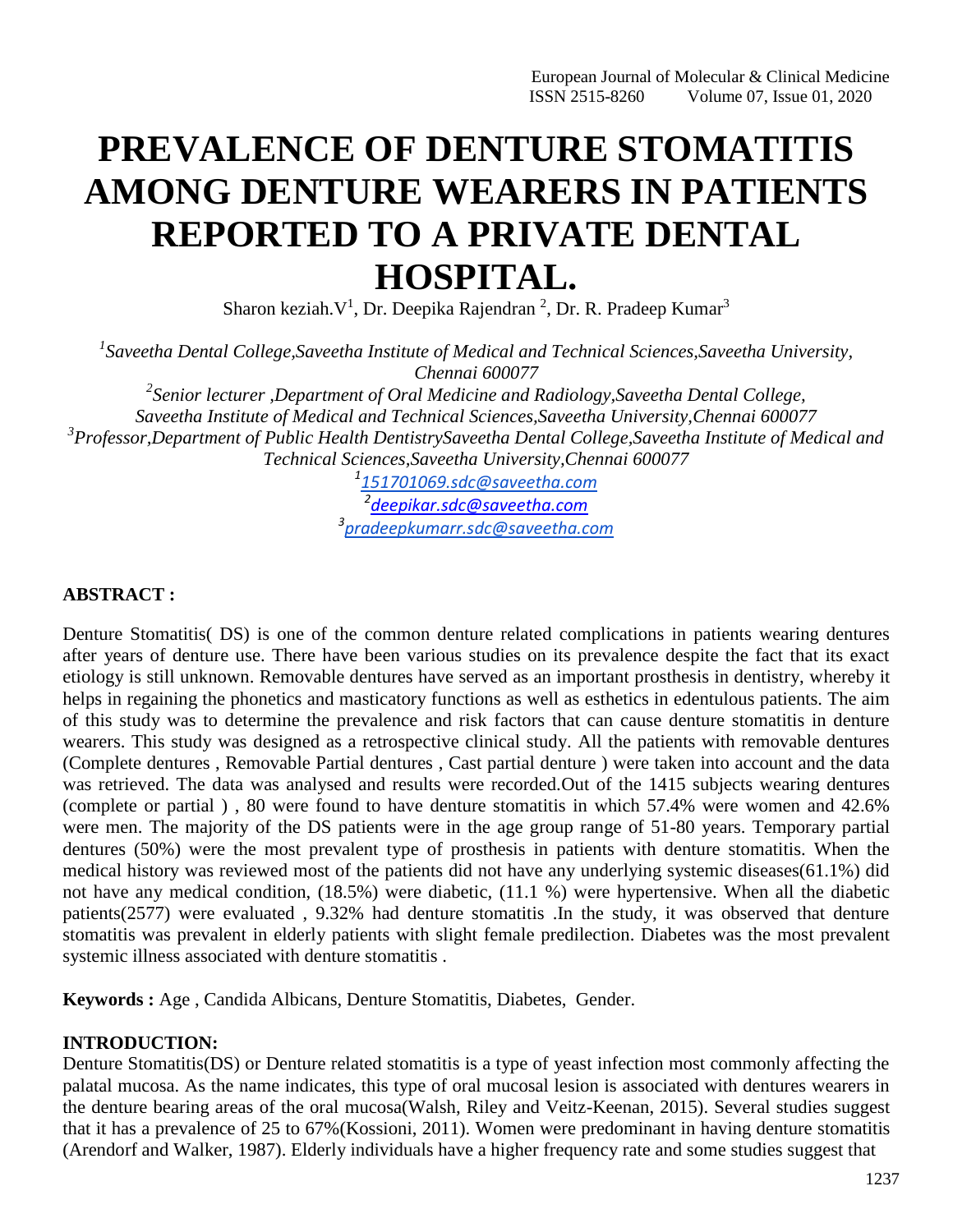# PREVALENCE OF DENTURE STOMATITIS AMONG DENTURE WEARERS IN PATIENTS REPORTED TO A PRIVATE DENTAL HOSPITAL.

Sharon keziah.V[1], Dr. Deepika Rajendran [2], Dr. R. Pradeep Kumar[3]

[1]*Saveetha Dental College,Saveetha Institute of Medical and Technical Sciences,Saveetha University, Chennai 600077*

[2]*Senior lecturer ,Department of Oral Medicine and Radiology,Saveetha Dental College, Saveetha Institute of Medical and Technical Sciences,Saveetha University,Chennai 600077*

[3]*Professor,Department of Public Health DentistrySaveetha Dental College,Saveetha Institute of Medical and Technical Sciences,Saveetha University,Chennai 600077*

[1]151701069.sdc@saveetha.com

[2]deepikar.sdc@saveetha.com

[3]pradeepkumarr.sdc@saveetha.com

**ABSTRACT :**

Denture Stomatitis( DS) is one of the common denture related complications in patients wearing dentures after years of denture use. There have been various studies on its prevalence despite the fact that its exact etiology is still unknown. Removable dentures have served as an important prosthesis in dentistry, whereby it helps in regaining the phonetics and masticatory functions as well as esthetics in edentulous patients. The aim of this study was to determine the prevalence and risk factors that can cause denture stomatitis in denture wearers. This study was designed as a retrospective clinical study. All the patients with removable dentures (Complete dentures , Removable Partial dentures , Cast partial denture ) were taken into account and the data was retrieved. The data was analysed and results were recorded.Out of the 1415 subjects wearing dentures (complete or partial ) , 80 were found to have denture stomatitis in which 57.4% were women and 42.6% were men. The majority of the DS patients were in the age group range of 51-80 years. Temporary partial dentures (50%) were the most prevalent type of prosthesis in patients with denture stomatitis. When the medical history was reviewed most of the patients did not have any underlying systemic diseases(61.1%) did not have any medical condition, (18.5%) were diabetic, (11.1 %) were hypertensive. When all the diabetic patients(2577) were evaluated , 9.32% had denture stomatitis .In the study, it was observed that denture stomatitis was prevalent in elderly patients with slight female predilection. Diabetes was the most prevalent systemic illness associated with denture stomatitis .

**Keywords :** Age , Candida Albicans, Denture Stomatitis, Diabetes, Gender.

**INTRODUCTION:**

Denture Stomatitis(DS) or Denture related stomatitis is a type of yeast infection most commonly affecting the palatal mucosa. As the name indicates, this type of oral mucosal lesion is associated with dentures wearers in the denture bearing areas of the oral mucosa(Walsh, Riley and Veitz-Keenan, 2015). Several studies suggest that it has a prevalence of 25 to 67%(Kossioni, 2011). Women were predominant in having denture stomatitis (Arendorf and Walker, 1987). Elderly individuals have a higher frequency rate and some studies suggest that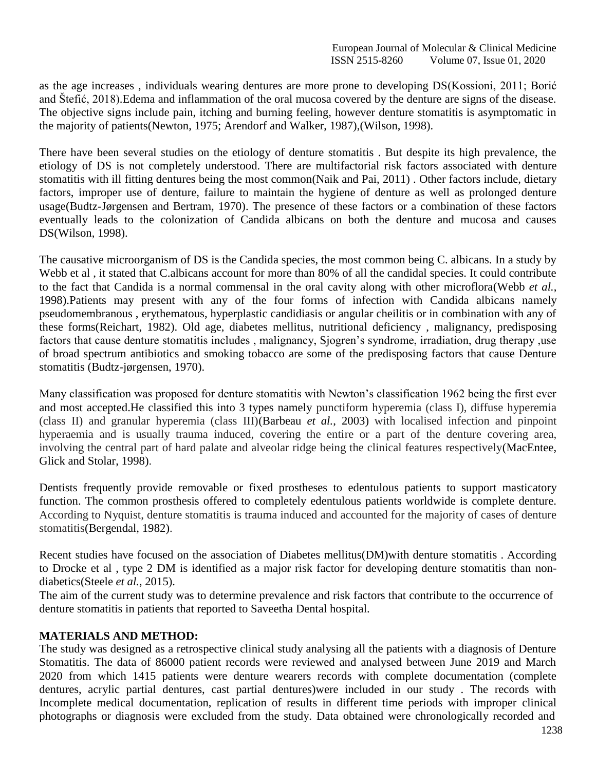as the age increases , individuals wearing dentures are more prone to developing DS(Kossioni, 2011; Borić and Štefić, 2018).Edema and inflammation of the oral mucosa covered by the denture are signs of the disease. The objective signs include pain, itching and burning feeling, however denture stomatitis is asymptomatic in the majority of patients(Newton, 1975; Arendorf and Walker, 1987),(Wilson, 1998).

There have been several studies on the etiology of denture stomatitis . But despite its high prevalence, the etiology of DS is not completely understood. There are multifactorial risk factors associated with denture stomatitis with ill fitting dentures being the most common(Naik and Pai, 2011) . Other factors include, dietary factors, improper use of denture, failure to maintain the hygiene of denture as well as prolonged denture usage(Budtz-Jørgensen and Bertram, 1970). The presence of these factors or a combination of these factors eventually leads to the colonization of Candida albicans on both the denture and mucosa and causes DS(Wilson, 1998).

The causative microorganism of DS is the Candida species, the most common being C. albicans. In a study by Webb et al , it stated that C.albicans account for more than 80% of all the candidal species. It could contribute to the fact that Candida is a normal commensal in the oral cavity along with other microflora(Webb *et al.*, 1998).Patients may present with any of the four forms of infection with Candida albicans namely pseudomembranous , erythematous, hyperplastic candidiasis or angular cheilitis or in combination with any of these forms(Reichart, 1982). Old age, diabetes mellitus, nutritional deficiency , malignancy, predisposing factors that cause denture stomatitis includes , malignancy, Sjogren's syndrome, irradiation, drug therapy ,use of broad spectrum antibiotics and smoking tobacco are some of the predisposing factors that cause Denture stomatitis (Budtz-jørgensen, 1970).

Many classification was proposed for denture stomatitis with Newton's classification 1962 being the first ever and most accepted.He classified this into 3 types namely punctiform hyperemia (class I), diffuse hyperemia (class II) and granular hyperemia (class III)(Barbeau *et al.*, 2003) with localised infection and pinpoint hyperaemia and is usually trauma induced, covering the entire or a part of the denture covering area, involving the central part of hard palate and alveolar ridge being the clinical features respectively(MacEntee, Glick and Stolar, 1998).

Dentists frequently provide removable or fixed prostheses to edentulous patients to support masticatory function. The common prosthesis offered to completely edentulous patients worldwide is complete denture. According to Nyquist, denture stomatitis is trauma induced and accounted for the majority of cases of denture stomatitis(Bergendal, 1982).

Recent studies have focused on the association of Diabetes mellitus(DM)with denture stomatitis . According to Drocke et al , type 2 DM is identified as a major risk factor for developing denture stomatitis than non-diabetics(Steele *et al.*, 2015).

The aim of the current study was to determine prevalence and risk factors that contribute to the occurrence of denture stomatitis in patients that reported to Saveetha Dental hospital.

## MATERIALS AND METHOD:

The study was designed as a retrospective clinical study analysing all the patients with a diagnosis of Denture Stomatitis. The data of 86000 patient records were reviewed and analysed between June 2019 and March 2020 from which 1415 patients were denture wearers records with complete documentation (complete dentures, acrylic partial dentures, cast partial dentures)were included in our study . The records with Incomplete medical documentation, replication of results in different time periods with improper clinical photographs or diagnosis were excluded from the study. Data obtained were chronologically recorded and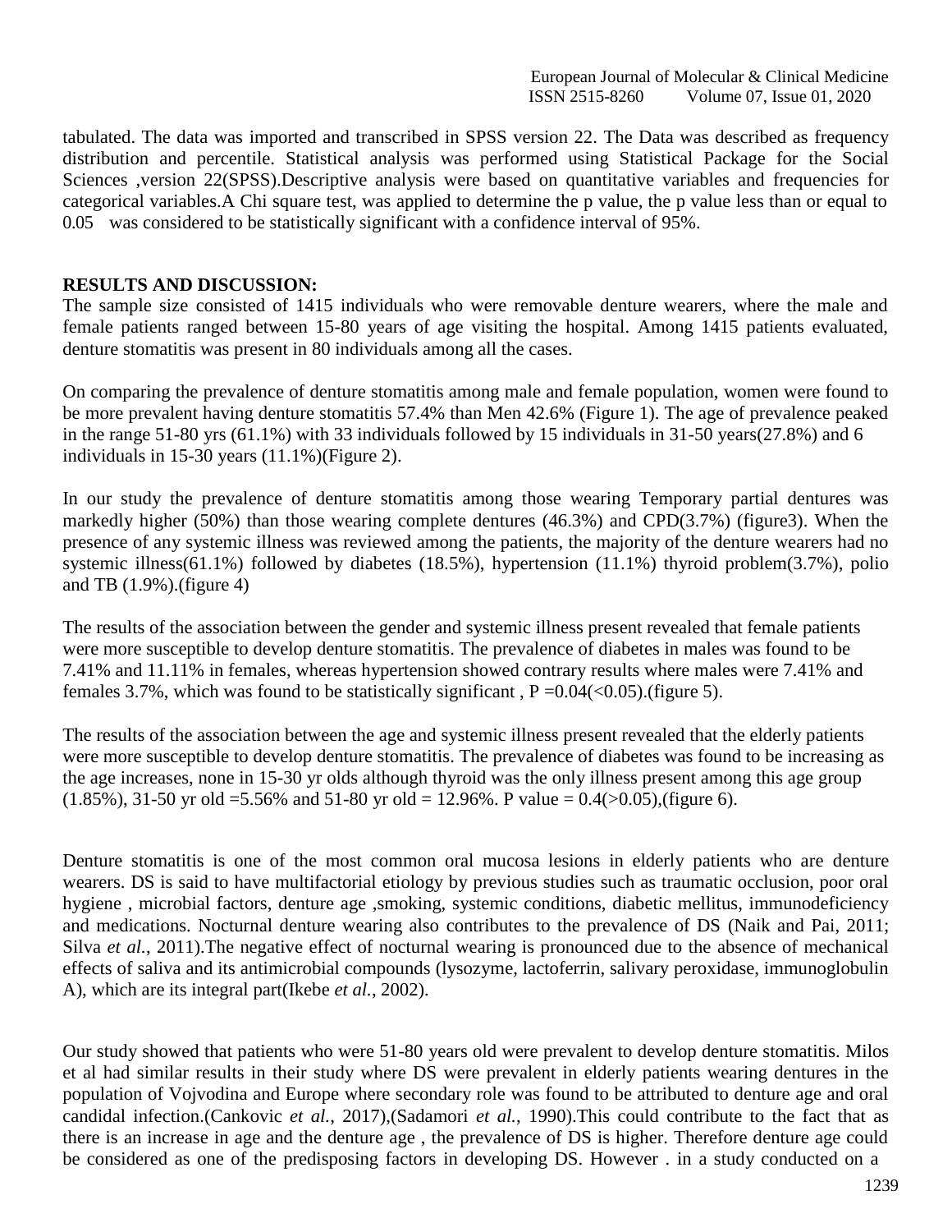tabulated. The data was imported and transcribed in SPSS version 22. The Data was described as frequency distribution and percentile. Statistical analysis was performed using Statistical Package for the Social Sciences ,version 22(SPSS).Descriptive analysis were based on quantitative variables and frequencies for categorical variables.A Chi square test, was applied to determine the p value, the p value less than or equal to 0.05 was considered to be statistically significant with a confidence interval of 95%.

**RESULTS AND DISCUSSION:**

The sample size consisted of 1415 individuals who were removable denture wearers, where the male and female patients ranged between 15-80 years of age visiting the hospital. Among 1415 patients evaluated, denture stomatitis was present in 80 individuals among all the cases.

On comparing the prevalence of denture stomatitis among male and female population, women were found to be more prevalent having denture stomatitis 57.4% than Men 42.6% (Figure 1). The age of prevalence peaked in the range 51-80 yrs (61.1%) with 33 individuals followed by 15 individuals in 31-50 years(27.8%) and 6 individuals in 15-30 years (11.1%)(Figure 2).

In our study the prevalence of denture stomatitis among those wearing Temporary partial dentures was markedly higher (50%) than those wearing complete dentures (46.3%) and CPD(3.7%) (figure3). When the presence of any systemic illness was reviewed among the patients, the majority of the denture wearers had no systemic illness(61.1%) followed by diabetes (18.5%), hypertension (11.1%) thyroid problem(3.7%), polio and TB (1.9%).(figure 4)

The results of the association between the gender and systemic illness present revealed that female patients were more susceptible to develop denture stomatitis. The prevalence of diabetes in males was found to be 7.41% and 11.11% in females, whereas hypertension showed contrary results where males were 7.41% and females 3.7%, which was found to be statistically significant , P =0.04(<0.05).(figure 5).

The results of the association between the age and systemic illness present revealed that the elderly patients were more susceptible to develop denture stomatitis. The prevalence of diabetes was found to be increasing as the age increases, none in 15-30 yr olds although thyroid was the only illness present among this age group (1.85%), 31-50 yr old =5.56% and 51-80 yr old = 12.96%. P value = 0.4(>0.05),(figure 6).

Denture stomatitis is one of the most common oral mucosa lesions in elderly patients who are denture wearers. DS is said to have multifactorial etiology by previous studies such as traumatic occlusion, poor oral hygiene , microbial factors, denture age ,smoking, systemic conditions, diabetic mellitus, immunodeficiency and medications. Nocturnal denture wearing also contributes to the prevalence of DS (Naik and Pai, 2011; Silva *et al.*, 2011).The negative effect of nocturnal wearing is pronounced due to the absence of mechanical effects of saliva and its antimicrobial compounds (lysozyme, lactoferrin, salivary peroxidase, immunoglobulin A), which are its integral part(Ikebe *et al.*, 2002).

Our study showed that patients who were 51-80 years old were prevalent to develop denture stomatitis. Milos et al had similar results in their study where DS were prevalent in elderly patients wearing dentures in the population of Vojvodina and Europe where secondary role was found to be attributed to denture age and oral candidal infection.(Cankovic *et al.*, 2017),(Sadamori *et al.*, 1990).This could contribute to the fact that as there is an increase in age and the denture age , the prevalence of DS is higher. Therefore denture age could be considered as one of the predisposing factors in developing DS. However . in a study conducted on a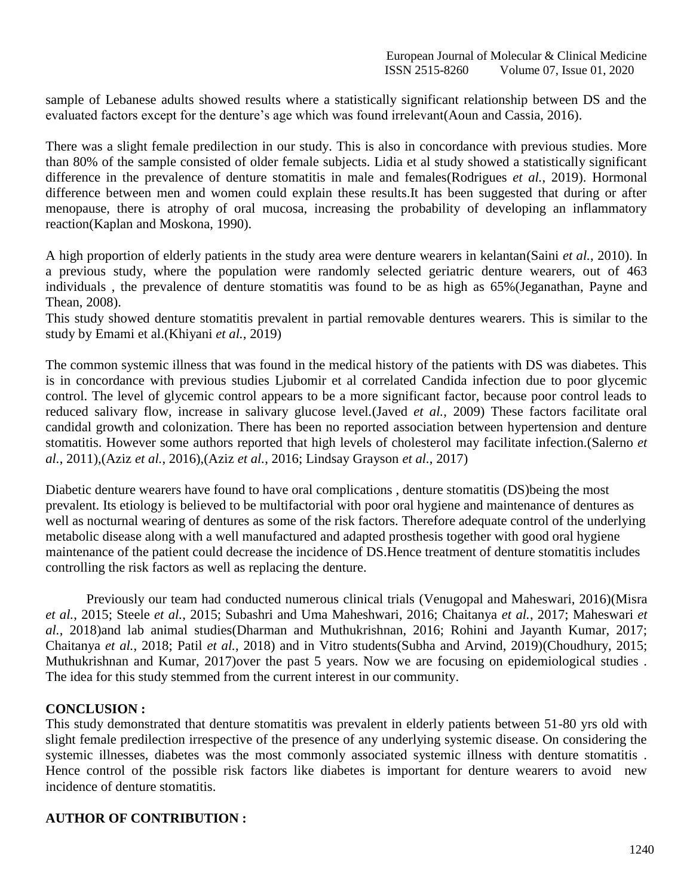sample of Lebanese adults showed results where a statistically significant relationship between DS and the evaluated factors except for the denture's age which was found irrelevant(Aoun and Cassia, 2016).

There was a slight female predilection in our study. This is also in concordance with previous studies. More than 80% of the sample consisted of older female subjects. Lidia et al study showed a statistically significant difference in the prevalence of denture stomatitis in male and females(Rodrigues *et al.*, 2019). Hormonal difference between men and women could explain these results.It has been suggested that during or after menopause, there is atrophy of oral mucosa, increasing the probability of developing an inflammatory reaction(Kaplan and Moskona, 1990).

A high proportion of elderly patients in the study area were denture wearers in kelantan(Saini *et al.*, 2010). In a previous study, where the population were randomly selected geriatric denture wearers, out of 463 individuals , the prevalence of denture stomatitis was found to be as high as 65%(Jeganathan, Payne and Thean, 2008).
This study showed denture stomatitis prevalent in partial removable dentures wearers. This is similar to the study by Emami et al.(Khiyani *et al.*, 2019)

The common systemic illness that was found in the medical history of the patients with DS was diabetes. This is in concordance with previous studies Ljubomir et al correlated Candida infection due to poor glycemic control. The level of glycemic control appears to be a more significant factor, because poor control leads to reduced salivary flow, increase in salivary glucose level.(Javed *et al.*, 2009) These factors facilitate oral candidal growth and colonization. There has been no reported association between hypertension and denture stomatitis. However some authors reported that high levels of cholesterol may facilitate infection.(Salerno *et al.*, 2011),(Aziz *et al.*, 2016),(Aziz *et al.*, 2016; Lindsay Grayson *et al.*, 2017)

Diabetic denture wearers have found to have oral complications , denture stomatitis (DS)being the most prevalent. Its etiology is believed to be multifactorial with poor oral hygiene and maintenance of dentures as well as nocturnal wearing of dentures as some of the risk factors. Therefore adequate control of the underlying metabolic disease along with a well manufactured and adapted prosthesis together with good oral hygiene maintenance of the patient could decrease the incidence of DS.Hence treatment of denture stomatitis includes controlling the risk factors as well as replacing the denture.

Previously our team had conducted numerous clinical trials (Venugopal and Maheswari, 2016)(Misra *et al.*, 2015; Steele *et al.*, 2015; Subashri and Uma Maheshwari, 2016; Chaitanya *et al.*, 2017; Maheswari *et al.*, 2018)and lab animal studies(Dharman and Muthukrishnan, 2016; Rohini and Jayanth Kumar, 2017; Chaitanya *et al.*, 2018; Patil *et al.*, 2018) and in Vitro students(Subha and Arvind, 2019)(Choudhury, 2015; Muthukrishnan and Kumar, 2017)over the past 5 years. Now we are focusing on epidemiological studies . The idea for this study stemmed from the current interest in our community.

## CONCLUSION :

This study demonstrated that denture stomatitis was prevalent in elderly patients between 51-80 yrs old with slight female predilection irrespective of the presence of any underlying systemic disease. On considering the systemic illnesses, diabetes was the most commonly associated systemic illness with denture stomatitis . Hence control of the possible risk factors like diabetes is important for denture wearers to avoid new incidence of denture stomatitis.

## AUTHOR OF CONTRIBUTION :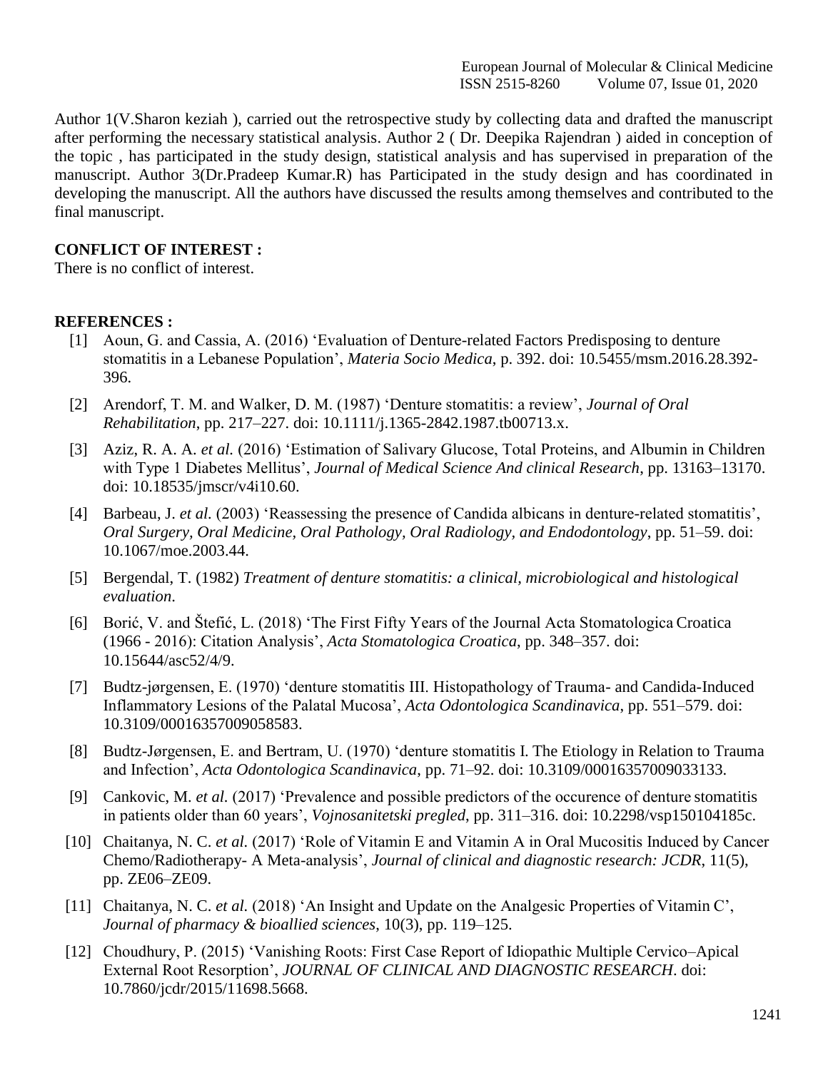Author 1(V.Sharon keziah ), carried out the retrospective study by collecting data and drafted the manuscript after performing the necessary statistical analysis. Author 2 ( Dr. Deepika Rajendran ) aided in conception of the topic , has participated in the study design, statistical analysis and has supervised in preparation of the manuscript. Author 3(Dr.Pradeep Kumar.R) has Participated in the study design and has coordinated in developing the manuscript. All the authors have discussed the results among themselves and contributed to the final manuscript.

**CONFLICT OF INTEREST :**

There is no conflict of interest.

**REFERENCES :**

[1] Aoun, G. and Cassia, A. (2016) 'Evaluation of Denture-related Factors Predisposing to denture stomatitis in a Lebanese Population', *Materia Socio Medica*, p. 392. doi: 10.5455/msm.2016.28.392-396.

[2] Arendorf, T. M. and Walker, D. M. (1987) 'Denture stomatitis: a review', *Journal of Oral Rehabilitation*, pp. 217–227. doi: 10.1111/j.1365-2842.1987.tb00713.x.

[3] Aziz, R. A. A. *et al.* (2016) 'Estimation of Salivary Glucose, Total Proteins, and Albumin in Children with Type 1 Diabetes Mellitus', *Journal of Medical Science And clinical Research*, pp. 13163–13170. doi: 10.18535/jmscr/v4i10.60.

[4] Barbeau, J. *et al.* (2003) 'Reassessing the presence of Candida albicans in denture-related stomatitis', *Oral Surgery, Oral Medicine, Oral Pathology, Oral Radiology, and Endodontology*, pp. 51–59. doi: 10.1067/moe.2003.44.

[5] Bergendal, T. (1982) *Treatment of denture stomatitis: a clinical, microbiological and histological evaluation*.

[6] Borić, V. and Štefić, L. (2018) 'The First Fifty Years of the Journal Acta Stomatologica Croatica (1966 - 2016): Citation Analysis', *Acta Stomatologica Croatica*, pp. 348–357. doi: 10.15644/asc52/4/9.

[7] Budtz-jørgensen, E. (1970) 'denture stomatitis III. Histopathology of Trauma- and Candida-Induced Inflammatory Lesions of the Palatal Mucosa', *Acta Odontologica Scandinavica*, pp. 551–579. doi: 10.3109/00016357009058583.

[8] Budtz-Jørgensen, E. and Bertram, U. (1970) 'denture stomatitis I. The Etiology in Relation to Trauma and Infection', *Acta Odontologica Scandinavica*, pp. 71–92. doi: 10.3109/00016357009033133.

[9] Cankovic, M. *et al.* (2017) 'Prevalence and possible predictors of the occurence of denture stomatitis in patients older than 60 years', *Vojnosanitetski pregled*, pp. 311–316. doi: 10.2298/vsp150104185c.

[10] Chaitanya, N. C. *et al.* (2017) 'Role of Vitamin E and Vitamin A in Oral Mucositis Induced by Cancer Chemo/Radiotherapy- A Meta-analysis', *Journal of clinical and diagnostic research: JCDR*, 11(5), pp. ZE06–ZE09.

[11] Chaitanya, N. C. *et al.* (2018) 'An Insight and Update on the Analgesic Properties of Vitamin C', *Journal of pharmacy & bioallied sciences*, 10(3), pp. 119–125.

[12] Choudhury, P. (2015) 'Vanishing Roots: First Case Report of Idiopathic Multiple Cervico–Apical External Root Resorption', *JOURNAL OF CLINICAL AND DIAGNOSTIC RESEARCH*. doi: 10.7860/jcdr/2015/11698.5668.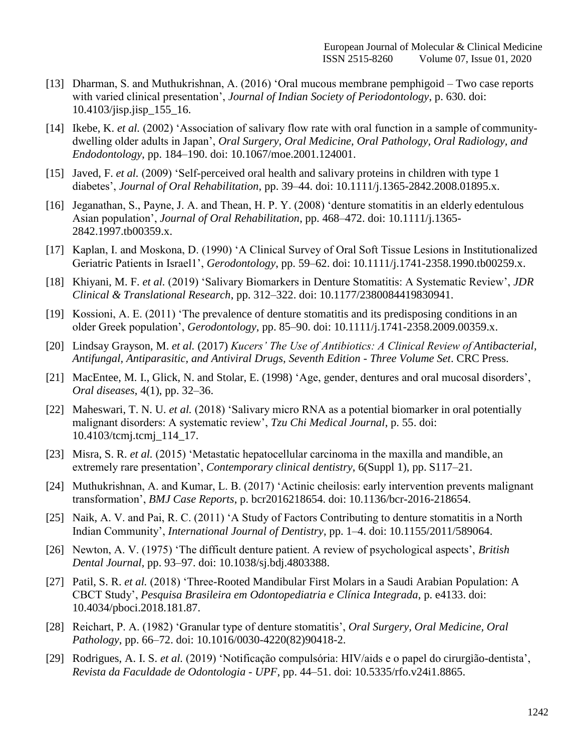[13] Dharman, S. and Muthukrishnan, A. (2016) 'Oral mucous membrane pemphigoid – Two case reports with varied clinical presentation', *Journal of Indian Society of Periodontology*, p. 630. doi: 10.4103/jisp.jisp_155_16.

[14] Ikebe, K. *et al.* (2002) 'Association of salivary flow rate with oral function in a sample of community-dwelling older adults in Japan', *Oral Surgery, Oral Medicine, Oral Pathology, Oral Radiology, and Endodontology*, pp. 184–190. doi: 10.1067/moe.2001.124001.

[15] Javed, F. *et al.* (2009) 'Self-perceived oral health and salivary proteins in children with type 1 diabetes', *Journal of Oral Rehabilitation*, pp. 39–44. doi: 10.1111/j.1365-2842.2008.01895.x.

[16] Jeganathan, S., Payne, J. A. and Thean, H. P. Y. (2008) 'denture stomatitis in an elderly edentulous Asian population', *Journal of Oral Rehabilitation*, pp. 468–472. doi: 10.1111/j.1365-2842.1997.tb00359.x.

[17] Kaplan, I. and Moskona, D. (1990) 'A Clinical Survey of Oral Soft Tissue Lesions in Institutionalized Geriatric Patients in Israel1', *Gerodontology*, pp. 59–62. doi: 10.1111/j.1741-2358.1990.tb00259.x.

[18] Khiyani, M. F. *et al.* (2019) 'Salivary Biomarkers in Denture Stomatitis: A Systematic Review', *JDR Clinical & Translational Research*, pp. 312–322. doi: 10.1177/2380084419830941.

[19] Kossioni, A. E. (2011) 'The prevalence of denture stomatitis and its predisposing conditions in an older Greek population', *Gerodontology*, pp. 85–90. doi: 10.1111/j.1741-2358.2009.00359.x.

[20] Lindsay Grayson, M. *et al.* (2017) *Kucers' The Use of Antibiotics: A Clinical Review of Antibacterial, Antifungal, Antiparasitic, and Antiviral Drugs, Seventh Edition - Three Volume Set*. CRC Press.

[21] MacEntee, M. I., Glick, N. and Stolar, E. (1998) 'Age, gender, dentures and oral mucosal disorders', *Oral diseases*, 4(1), pp. 32–36.

[22] Maheswari, T. N. U. *et al.* (2018) 'Salivary micro RNA as a potential biomarker in oral potentially malignant disorders: A systematic review', *Tzu Chi Medical Journal*, p. 55. doi: 10.4103/tcmj.tcmj_114_17.

[23] Misra, S. R. *et al.* (2015) 'Metastatic hepatocellular carcinoma in the maxilla and mandible, an extremely rare presentation', *Contemporary clinical dentistry*, 6(Suppl 1), pp. S117–21.

[24] Muthukrishnan, A. and Kumar, L. B. (2017) 'Actinic cheilosis: early intervention prevents malignant transformation', *BMJ Case Reports*, p. bcr2016218654. doi: 10.1136/bcr-2016-218654.

[25] Naik, A. V. and Pai, R. C. (2011) 'A Study of Factors Contributing to denture stomatitis in a North Indian Community', *International Journal of Dentistry*, pp. 1–4. doi: 10.1155/2011/589064.

[26] Newton, A. V. (1975) 'The difficult denture patient. A review of psychological aspects', *British Dental Journal*, pp. 93–97. doi: 10.1038/sj.bdj.4803388.

[27] Patil, S. R. *et al.* (2018) 'Three-Rooted Mandibular First Molars in a Saudi Arabian Population: A CBCT Study', *Pesquisa Brasileira em Odontopediatria e Clínica Integrada*, p. e4133. doi: 10.4034/pboci.2018.181.87.

[28] Reichart, P. A. (1982) 'Granular type of denture stomatitis', *Oral Surgery, Oral Medicine, Oral Pathology*, pp. 66–72. doi: 10.1016/0030-4220(82)90418-2.

[29] Rodrigues, A. I. S. *et al.* (2019) 'Notificação compulsória: HIV/aids e o papel do cirurgião-dentista', *Revista da Faculdade de Odontologia - UPF*, pp. 44–51. doi: 10.5335/rfo.v24i1.8865.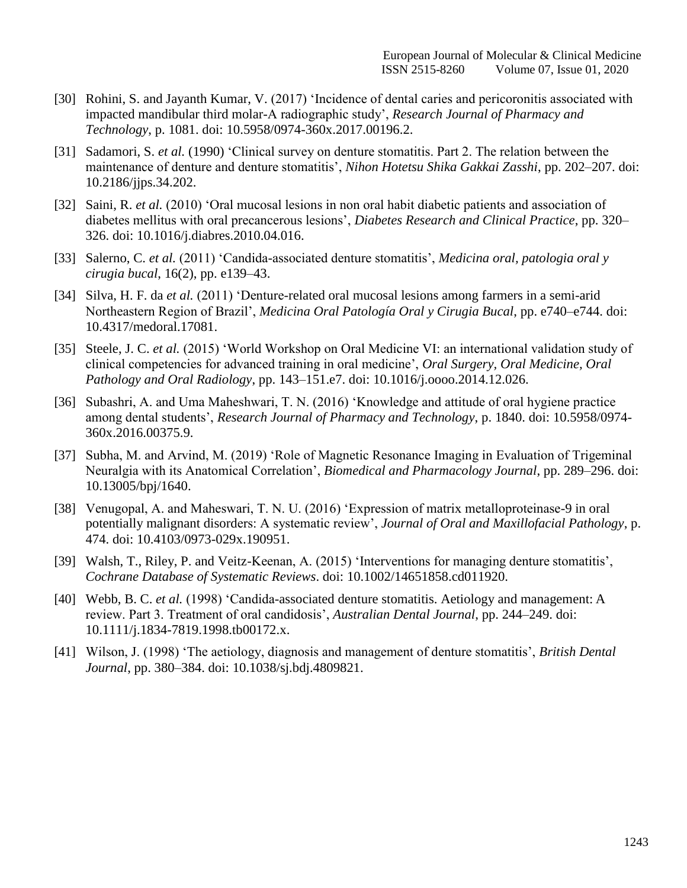[30] Rohini, S. and Jayanth Kumar, V. (2017) 'Incidence of dental caries and pericoronitis associated with impacted mandibular third molar-A radiographic study', *Research Journal of Pharmacy and Technology*, p. 1081. doi: 10.5958/0974-360x.2017.00196.2.

[31] Sadamori, S. *et al.* (1990) 'Clinical survey on denture stomatitis. Part 2. The relation between the maintenance of denture and denture stomatitis', *Nihon Hotetsu Shika Gakkai Zasshi*, pp. 202–207. doi: 10.2186/jjps.34.202.

[32] Saini, R. *et al.* (2010) 'Oral mucosal lesions in non oral habit diabetic patients and association of diabetes mellitus with oral precancerous lesions', *Diabetes Research and Clinical Practice*, pp. 320–326. doi: 10.1016/j.diabres.2010.04.016.

[33] Salerno, C. *et al.* (2011) 'Candida-associated denture stomatitis', *Medicina oral, patologia oral y cirugia bucal*, 16(2), pp. e139–43.

[34] Silva, H. F. da *et al.* (2011) 'Denture-related oral mucosal lesions among farmers in a semi-arid Northeastern Region of Brazil', *Medicina Oral Patología Oral y Cirugia Bucal*, pp. e740–e744. doi: 10.4317/medoral.17081.

[35] Steele, J. C. *et al.* (2015) 'World Workshop on Oral Medicine VI: an international validation study of clinical competencies for advanced training in oral medicine', *Oral Surgery, Oral Medicine, Oral Pathology and Oral Radiology*, pp. 143–151.e7. doi: 10.1016/j.oooo.2014.12.026.

[36] Subashri, A. and Uma Maheshwari, T. N. (2016) 'Knowledge and attitude of oral hygiene practice among dental students', *Research Journal of Pharmacy and Technology*, p. 1840. doi: 10.5958/0974-360x.2016.00375.9.

[37] Subha, M. and Arvind, M. (2019) 'Role of Magnetic Resonance Imaging in Evaluation of Trigeminal Neuralgia with its Anatomical Correlation', *Biomedical and Pharmacology Journal*, pp. 289–296. doi: 10.13005/bpj/1640.

[38] Venugopal, A. and Maheswari, T. N. U. (2016) 'Expression of matrix metalloproteinase-9 in oral potentially malignant disorders: A systematic review', *Journal of Oral and Maxillofacial Pathology*, p. 474. doi: 10.4103/0973-029x.190951.

[39] Walsh, T., Riley, P. and Veitz-Keenan, A. (2015) 'Interventions for managing denture stomatitis', *Cochrane Database of Systematic Reviews*. doi: 10.1002/14651858.cd011920.

[40] Webb, B. C. *et al.* (1998) 'Candida-associated denture stomatitis. Aetiology and management: A review. Part 3. Treatment of oral candidosis', *Australian Dental Journal*, pp. 244–249. doi: 10.1111/j.1834-7819.1998.tb00172.x.

[41] Wilson, J. (1998) 'The aetiology, diagnosis and management of denture stomatitis', *British Dental Journal*, pp. 380–384. doi: 10.1038/sj.bdj.4809821.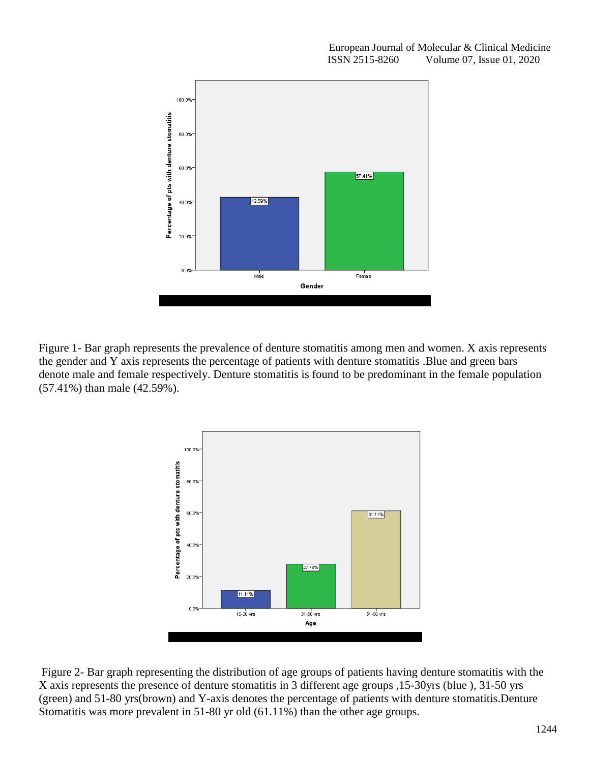Figure 1- Bar graph represents the prevalence of denture stomatitis among men and women. X axis represents the gender and Y axis represents the percentage of patients with denture stomatitis .Blue and green bars denote male and female respectively. Denture stomatitis is found to be predominant in the female population (57.41%) than male (42.59%).

Figure 2- Bar graph representing the distribution of age groups of patients having denture stomatitis with the X axis represents the presence of denture stomatitis in 3 different age groups ,15-30yrs (blue ), 31-50 yrs (green) and 51-80 yrs(brown) and Y-axis denotes the percentage of patients with denture stomatitis.Denture Stomatitis was more prevalent in 51-80 yr old (61.11%) than the other age groups.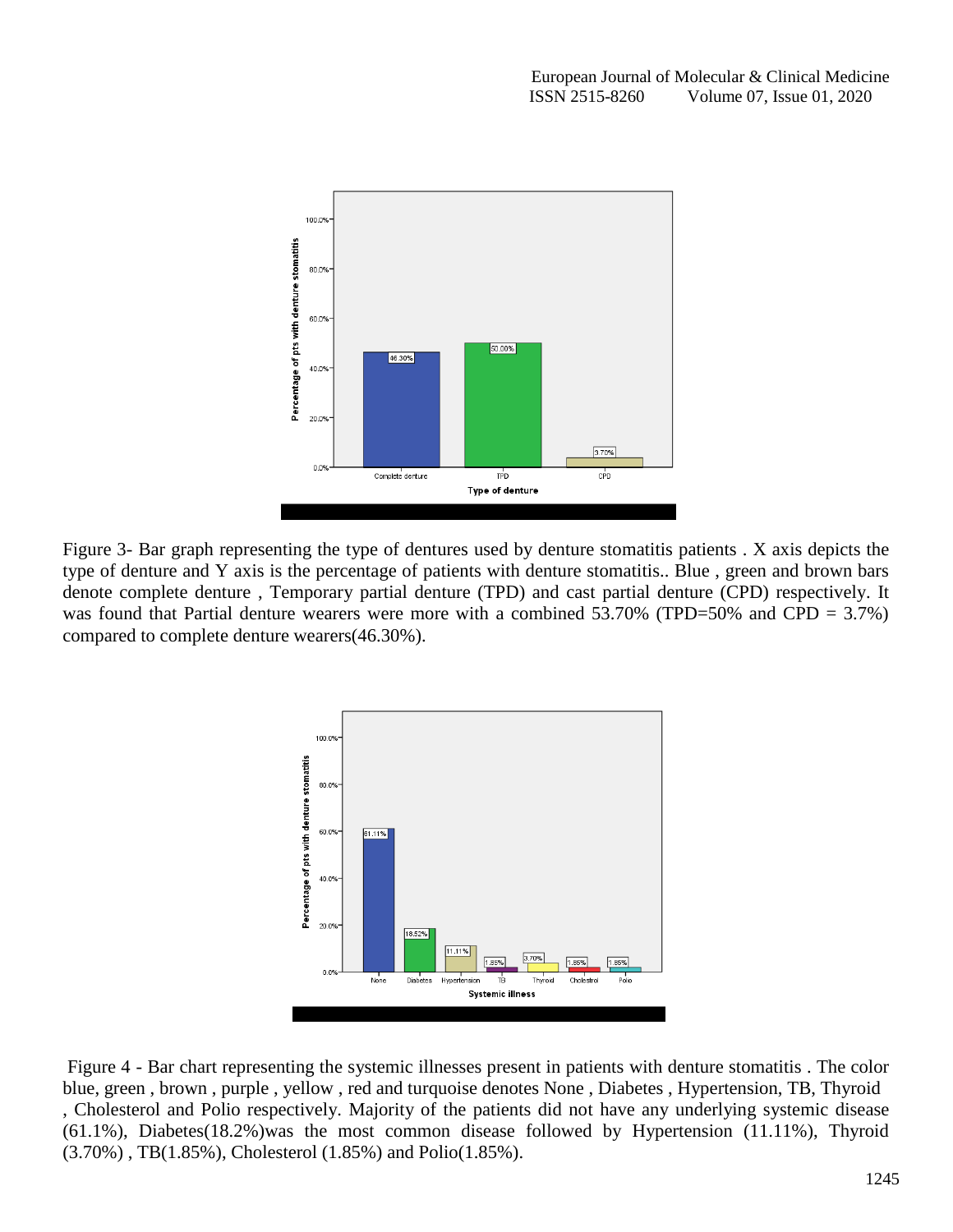Figure 3- Bar graph representing the type of dentures used by denture stomatitis patients . X axis depicts the type of denture and Y axis is the percentage of patients with denture stomatitis.. Blue , green and brown bars denote complete denture , Temporary partial denture (TPD) and cast partial denture (CPD) respectively. It was found that Partial denture wearers were more with a combined 53.70% (TPD=50% and CPD = 3.7%) compared to complete denture wearers(46.30%).

Figure 4 - Bar chart representing the systemic illnesses present in patients with denture stomatitis . The color blue, green , brown , purple , yellow , red and turquoise denotes None , Diabetes , Hypertension, TB, Thyroid , Cholesterol and Polio respectively. Majority of the patients did not have any underlying systemic disease (61.1%), Diabetes(18.2%)was the most common disease followed by Hypertension (11.11%), Thyroid (3.70%) , TB(1.85%), Cholesterol (1.85%) and Polio(1.85%).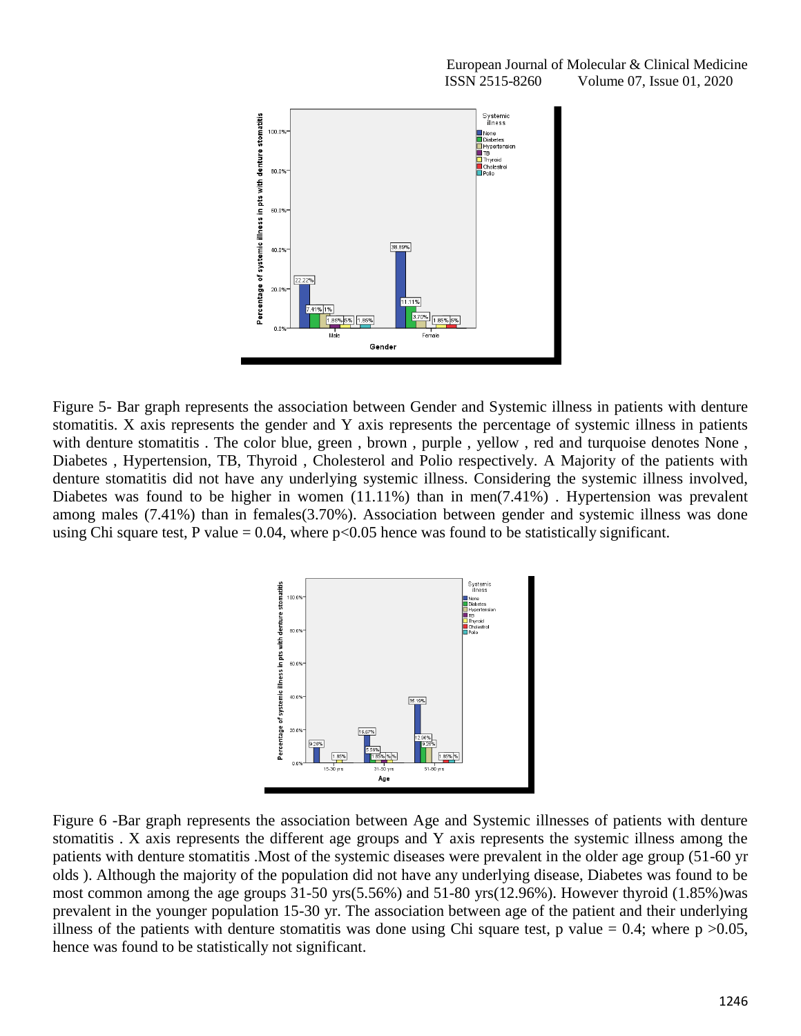Systemic illness

None

Diabetes

Hypertension

TB

Thyroid

Cholestrol

Polio

Percentage of systemic illness in pts with denture stomatitis

100.0%

80.0%

60.0%

40.0%

20.0%

0.0%

22.22%

7.41%

1%

1.85%

5%

1.85%

38.89%

11.11%

3.70%

1.85%

5%

Male

Female

Gender

Figure 5- Bar graph represents the association between Gender and Systemic illness in patients with denture stomatitis. X axis represents the gender and Y axis represents the percentage of systemic illness in patients with denture stomatitis . The color blue, green , brown , purple , yellow , red and turquoise denotes None , Diabetes , Hypertension, TB, Thyroid , Cholesterol and Polio respectively. A Majority of the patients with denture stomatitis did not have any underlying systemic illness. Considering the systemic illness involved, Diabetes was found to be higher in women (11.11%) than in men(7.41%) . Hypertension was prevalent among males (7.41%) than in females(3.70%). Association between gender and systemic illness was done using Chi square test, P value = 0.04, where p<0.05 hence was found to be statistically significant.

Systemic illness

None

Diabetes

Hypertension

TB

Thyroid

Cholestrol

Polio

Percentage of systemic illness in pts with denture stomatitis

100.0%

80.0%

60.0%

40.0%

20.0%

0.0%

9.26%

1.85%

16.67%

5.56%

1.85%

%

%

35.19%

12.96%

9.26%

1.85%

%

15-30 yrs

31-50 yrs

51-80 yrs

Age

Figure 6 -Bar graph represents the association between Age and Systemic illnesses of patients with denture stomatitis . X axis represents the different age groups and Y axis represents the systemic illness among the patients with denture stomatitis .Most of the systemic diseases were prevalent in the older age group (51-60 yr olds ). Although the majority of the population did not have any underlying disease, Diabetes was found to be most common among the age groups 31-50 yrs(5.56%) and 51-80 yrs(12.96%). However thyroid (1.85%)was prevalent in the younger population 15-30 yr. The association between age of the patient and their underlying illness of the patients with denture stomatitis was done using Chi square test, p value = 0.4; where p >0.05, hence was found to be statistically not significant.